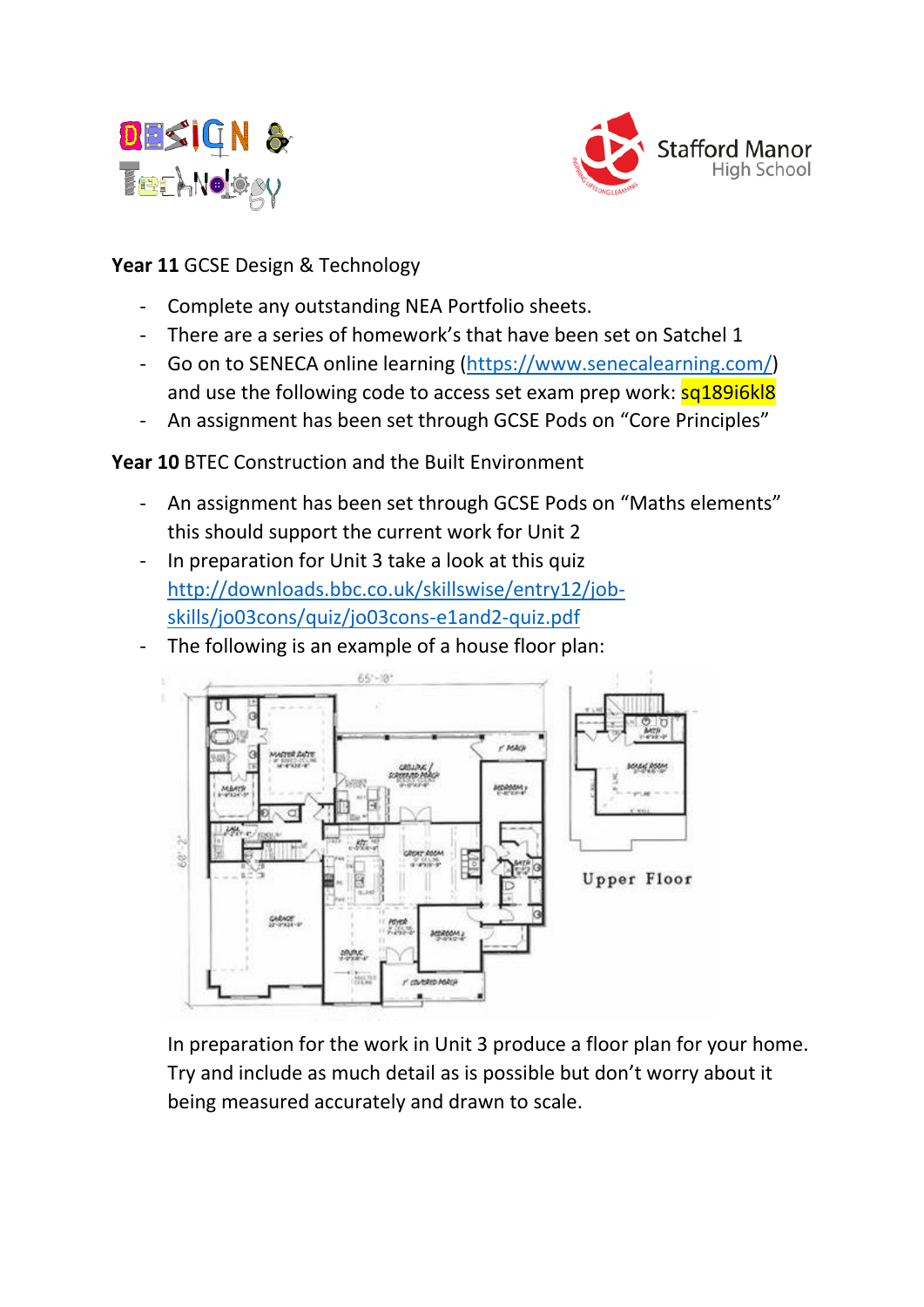**Year 11** GCSE Design & Technology

- Complete any outstanding NEA Portfolio sheets.
- There are a series of homework's that have been set on Satchel 1
- Go on to SENECA online learning (https://www.senecalearning.com/) and use the following code to access set exam prep work: sq189i6kl8
- An assignment has been set through GCSE Pods on "Core Principles"

**Year 10** BTEC Construction and the Built Environment

- An assignment has been set through GCSE Pods on "Maths elements" this should support the current work for Unit 2
- In preparation for Unit 3 take a look at this quiz http://downloads.bbc.co.uk/skillswise/entry12/job-skills/jo03cons/quiz/jo03cons-e1and2-quiz.pdf
- The following is an example of a house floor plan:

In preparation for the work in Unit 3 produce a floor plan for your home. Try and include as much detail as is possible but don't worry about it being measured accurately and drawn to scale.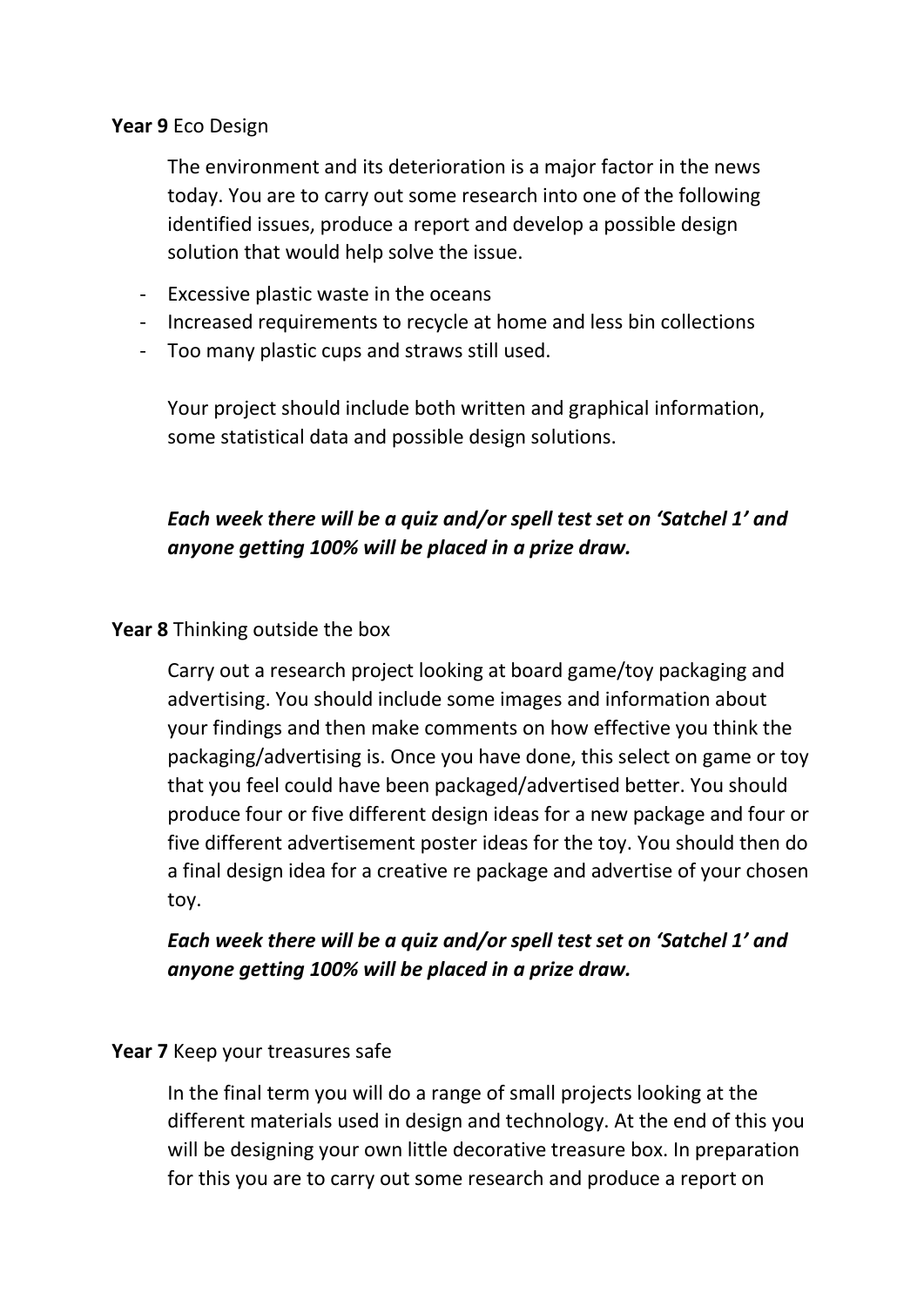**Year 9** Eco Design

The environment and its deterioration is a major factor in the news today. You are to carry out some research into one of the following identified issues, produce a report and develop a possible design solution that would help solve the issue.

- Excessive plastic waste in the oceans
- Increased requirements to recycle at home and less bin collections
- Too many plastic cups and straws still used.

Your project should include both written and graphical information, some statistical data and possible design solutions.

***Each week there will be a quiz and/or spell test set on 'Satchel 1' and anyone getting 100% will be placed in a prize draw.***

**Year 8** Thinking outside the box

Carry out a research project looking at board game/toy packaging and advertising. You should include some images and information about your findings and then make comments on how effective you think the packaging/advertising is. Once you have done, this select on game or toy that you feel could have been packaged/advertised better. You should produce four or five different design ideas for a new package and four or five different advertisement poster ideas for the toy. You should then do a final design idea for a creative re package and advertise of your chosen toy.

***Each week there will be a quiz and/or spell test set on 'Satchel 1' and anyone getting 100% will be placed in a prize draw.***

**Year 7** Keep your treasures safe

In the final term you will do a range of small projects looking at the different materials used in design and technology. At the end of this you will be designing your own little decorative treasure box. In preparation for this you are to carry out some research and produce a report on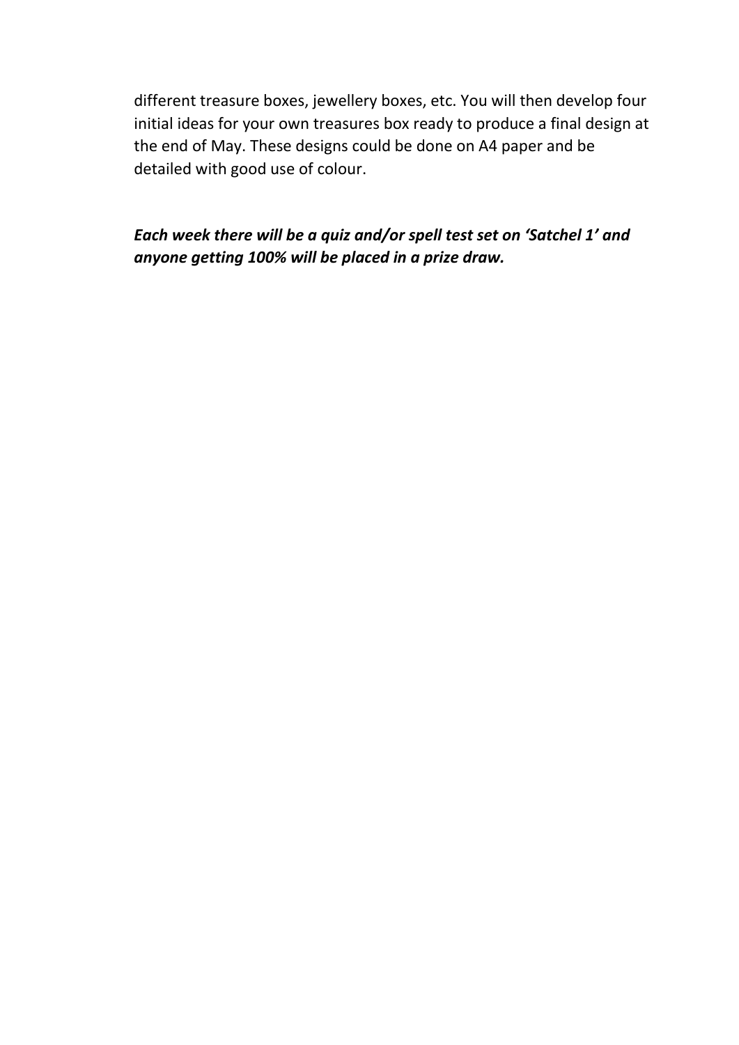different treasure boxes, jewellery boxes, etc. You will then develop four initial ideas for your own treasures box ready to produce a final design at the end of May. These designs could be done on A4 paper and be detailed with good use of colour.

***Each week there will be a quiz and/or spell test set on 'Satchel 1' and anyone getting 100% will be placed in a prize draw.***